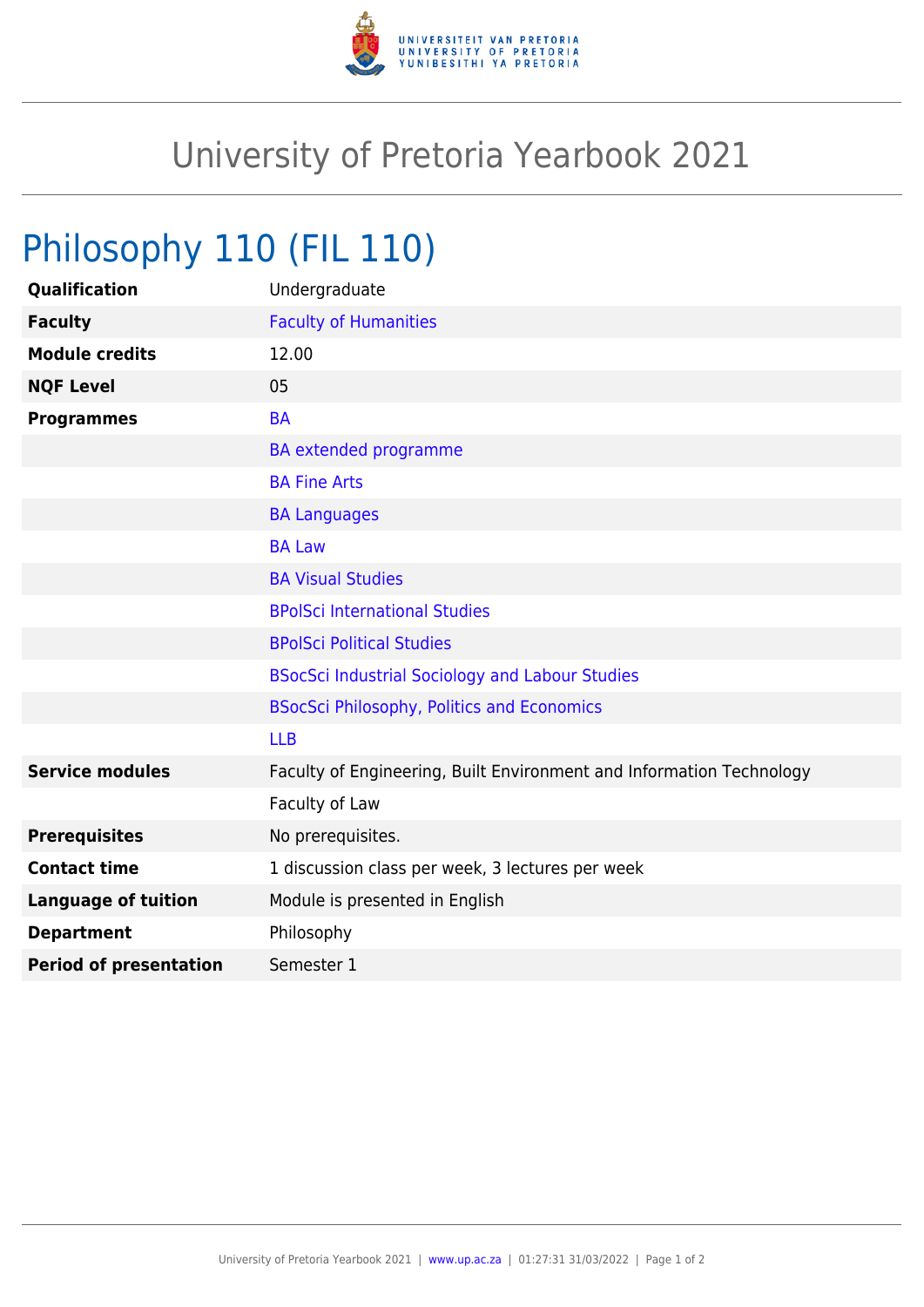# University of Pretoria Yearbook 2021

## Philosophy 110 (FIL 110)

| | |
|---|---|
| **Qualification** | Undergraduate |
| **Faculty** | Faculty of Humanities |
| **Module credits** | 12.00 |
| **NQF Level** | 05 |
| **Programmes** | BA |
| | BA extended programme |
| | BA Fine Arts |
| | BA Languages |
| | BA Law |
| | BA Visual Studies |
| | BPolSci International Studies |
| | BPolSci Political Studies |
| | BSocSci Industrial Sociology and Labour Studies |
| | BSocSci Philosophy, Politics and Economics |
| | LLB |
| **Service modules** | Faculty of Engineering, Built Environment and Information Technology |
| | Faculty of Law |
| **Prerequisites** | No prerequisites. |
| **Contact time** | 1 discussion class per week, 3 lectures per week |
| **Language of tuition** | Module is presented in English |
| **Department** | Philosophy |
| **Period of presentation** | Semester 1 |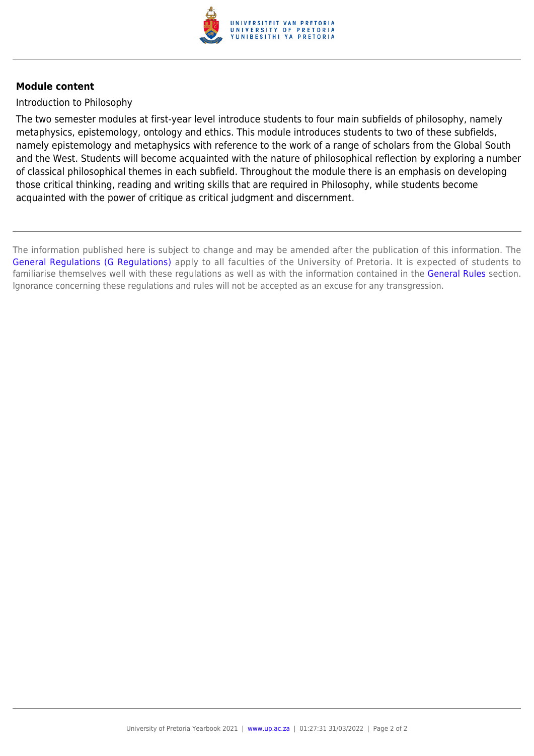**Module content**

Introduction to Philosophy

The two semester modules at first-year level introduce students to four main subfields of philosophy, namely metaphysics, epistemology, ontology and ethics. This module introduces students to two of these subfields, namely epistemology and metaphysics with reference to the work of a range of scholars from the Global South and the West. Students will become acquainted with the nature of philosophical reflection by exploring a number of classical philosophical themes in each subfield. Throughout the module there is an emphasis on developing those critical thinking, reading and writing skills that are required in Philosophy, while students become acquainted with the power of critique as critical judgment and discernment.

---

The information published here is subject to change and may be amended after the publication of this information. The General Regulations (G Regulations) apply to all faculties of the University of Pretoria. It is expected of students to familiarise themselves well with these regulations as well as with the information contained in the General Rules section. Ignorance concerning these regulations and rules will not be accepted as an excuse for any transgression.